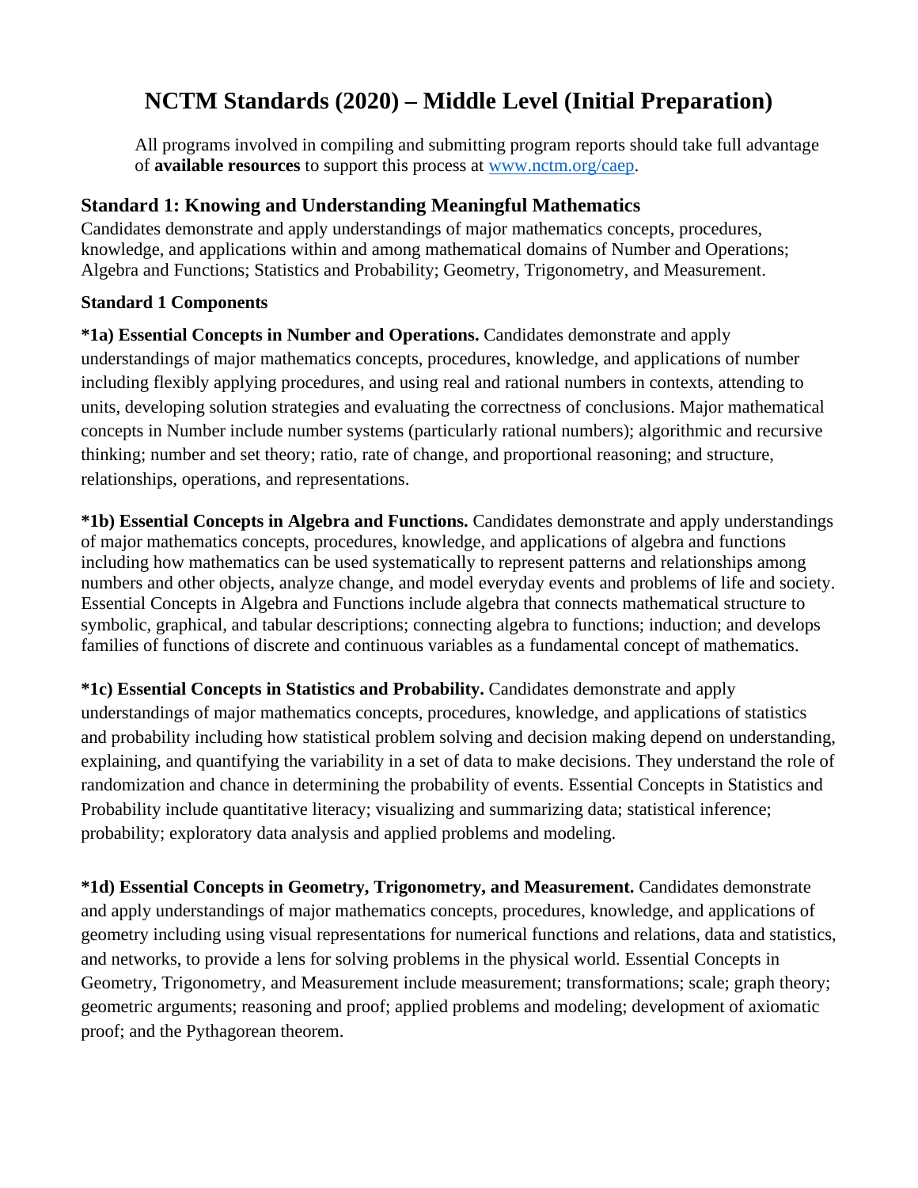# NCTM Standards (2020) – Middle Level (Initial Preparation)

All programs involved in compiling and submitting program reports should take full advantage of **available resources** to support this process at [www.nctm.org/caep](http://www.nctm.org/caep).

## Standard 1: Knowing and Understanding Meaningful Mathematics

Candidates demonstrate and apply understandings of major mathematics concepts, procedures, knowledge, and applications within and among mathematical domains of Number and Operations; Algebra and Functions; Statistics and Probability; Geometry, Trigonometry, and Measurement.

### Standard 1 Components

**\*1a) Essential Concepts in Number and Operations.** Candidates demonstrate and apply understandings of major mathematics concepts, procedures, knowledge, and applications of number including flexibly applying procedures, and using real and rational numbers in contexts, attending to units, developing solution strategies and evaluating the correctness of conclusions. Major mathematical concepts in Number include number systems (particularly rational numbers); algorithmic and recursive thinking; number and set theory; ratio, rate of change, and proportional reasoning; and structure, relationships, operations, and representations.

**\*1b) Essential Concepts in Algebra and Functions.** Candidates demonstrate and apply understandings of major mathematics concepts, procedures, knowledge, and applications of algebra and functions including how mathematics can be used systematically to represent patterns and relationships among numbers and other objects, analyze change, and model everyday events and problems of life and society. Essential Concepts in Algebra and Functions include algebra that connects mathematical structure to symbolic, graphical, and tabular descriptions; connecting algebra to functions; induction; and develops families of functions of discrete and continuous variables as a fundamental concept of mathematics.

**\*1c) Essential Concepts in Statistics and Probability.** Candidates demonstrate and apply understandings of major mathematics concepts, procedures, knowledge, and applications of statistics and probability including how statistical problem solving and decision making depend on understanding, explaining, and quantifying the variability in a set of data to make decisions. They understand the role of randomization and chance in determining the probability of events. Essential Concepts in Statistics and Probability include quantitative literacy; visualizing and summarizing data; statistical inference; probability; exploratory data analysis and applied problems and modeling.

**\*1d) Essential Concepts in Geometry, Trigonometry, and Measurement.** Candidates demonstrate and apply understandings of major mathematics concepts, procedures, knowledge, and applications of geometry including using visual representations for numerical functions and relations, data and statistics, and networks, to provide a lens for solving problems in the physical world. Essential Concepts in Geometry, Trigonometry, and Measurement include measurement; transformations; scale; graph theory; geometric arguments; reasoning and proof; applied problems and modeling; development of axiomatic proof; and the Pythagorean theorem.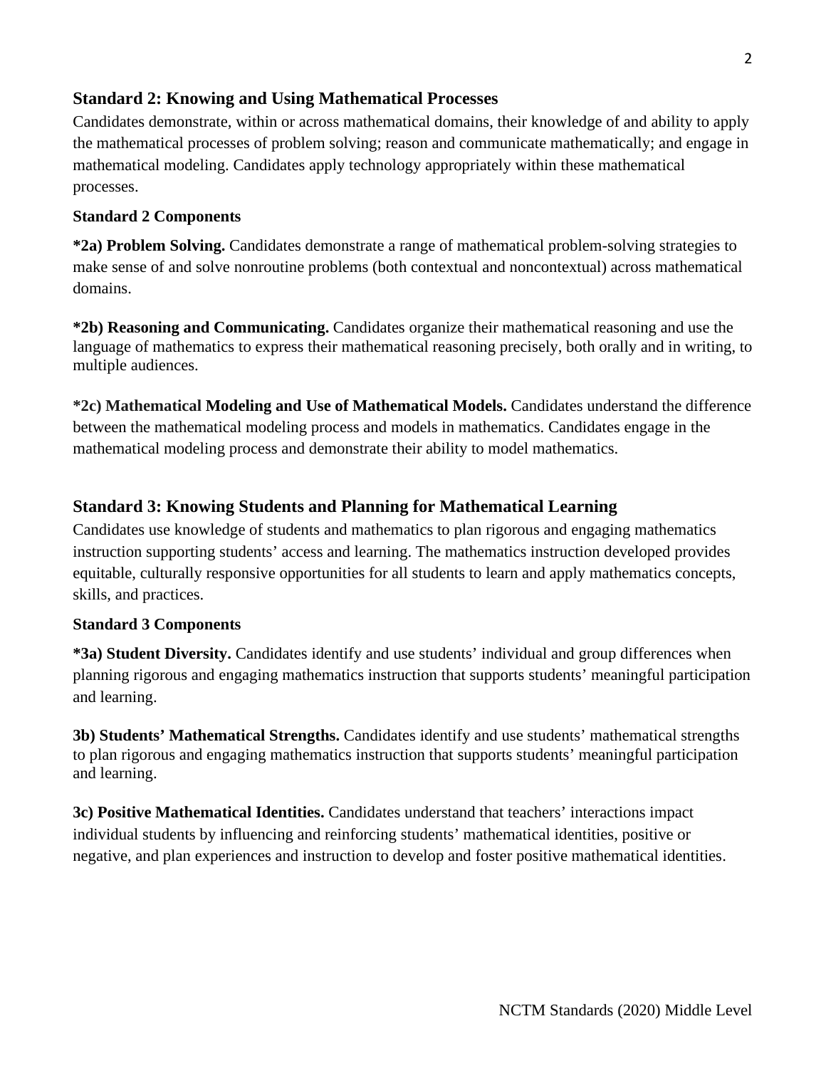## Standard 2: Knowing and Using Mathematical Processes

Candidates demonstrate, within or across mathematical domains, their knowledge of and ability to apply the mathematical processes of problem solving; reason and communicate mathematically; and engage in mathematical modeling. Candidates apply technology appropriately within these mathematical processes.

### Standard 2 Components

**\*2a) Problem Solving.** Candidates demonstrate a range of mathematical problem-solving strategies to make sense of and solve nonroutine problems (both contextual and noncontextual) across mathematical domains.

**\*2b) Reasoning and Communicating.** Candidates organize their mathematical reasoning and use the language of mathematics to express their mathematical reasoning precisely, both orally and in writing, to multiple audiences.

**\*2c) Mathematical Modeling and Use of Mathematical Models.** Candidates understand the difference between the mathematical modeling process and models in mathematics. Candidates engage in the mathematical modeling process and demonstrate their ability to model mathematics.

## Standard 3: Knowing Students and Planning for Mathematical Learning

Candidates use knowledge of students and mathematics to plan rigorous and engaging mathematics instruction supporting students' access and learning. The mathematics instruction developed provides equitable, culturally responsive opportunities for all students to learn and apply mathematics concepts, skills, and practices.

### Standard 3 Components

**\*3a) Student Diversity.** Candidates identify and use students' individual and group differences when planning rigorous and engaging mathematics instruction that supports students' meaningful participation and learning.

**3b) Students' Mathematical Strengths.** Candidates identify and use students' mathematical strengths to plan rigorous and engaging mathematics instruction that supports students' meaningful participation and learning.

**3c) Positive Mathematical Identities.** Candidates understand that teachers' interactions impact individual students by influencing and reinforcing students' mathematical identities, positive or negative, and plan experiences and instruction to develop and foster positive mathematical identities.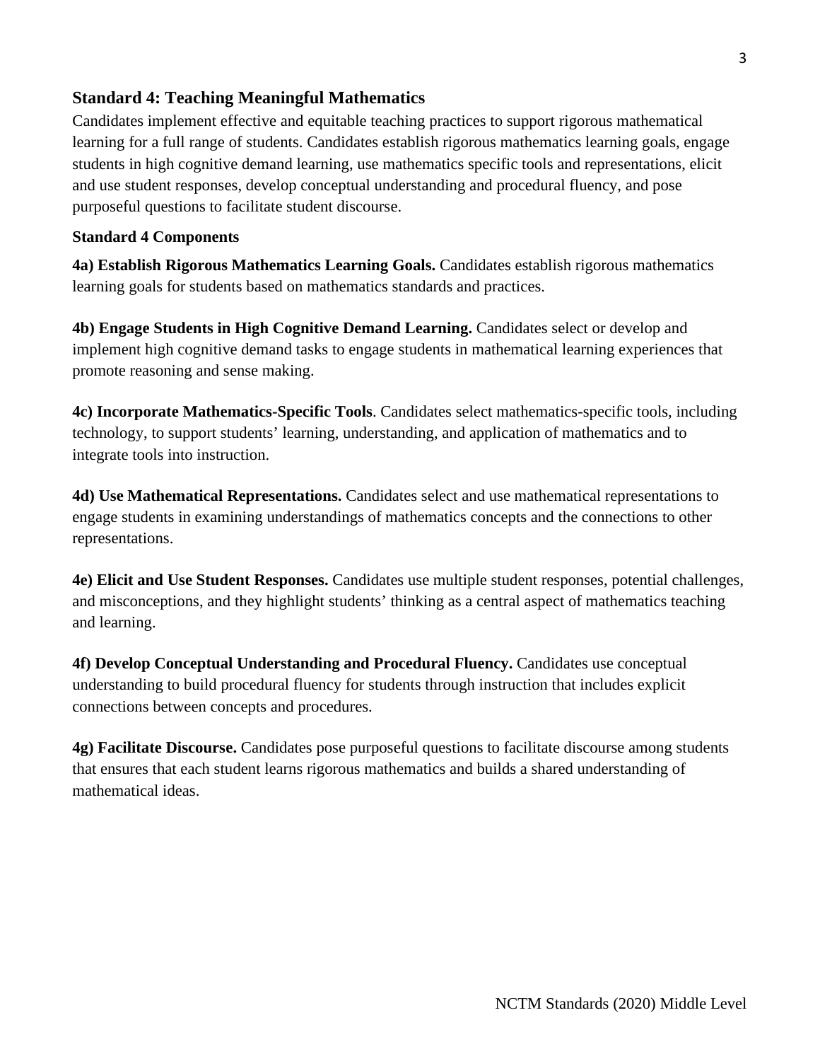## Standard 4: Teaching Meaningful Mathematics

Candidates implement effective and equitable teaching practices to support rigorous mathematical learning for a full range of students. Candidates establish rigorous mathematics learning goals, engage students in high cognitive demand learning, use mathematics specific tools and representations, elicit and use student responses, develop conceptual understanding and procedural fluency, and pose purposeful questions to facilitate student discourse.

### Standard 4 Components

**4a) Establish Rigorous Mathematics Learning Goals.** Candidates establish rigorous mathematics learning goals for students based on mathematics standards and practices.

**4b) Engage Students in High Cognitive Demand Learning.** Candidates select or develop and implement high cognitive demand tasks to engage students in mathematical learning experiences that promote reasoning and sense making.

**4c) Incorporate Mathematics-Specific Tools**. Candidates select mathematics-specific tools, including technology, to support students' learning, understanding, and application of mathematics and to integrate tools into instruction.

**4d) Use Mathematical Representations.** Candidates select and use mathematical representations to engage students in examining understandings of mathematics concepts and the connections to other representations.

**4e) Elicit and Use Student Responses.** Candidates use multiple student responses, potential challenges, and misconceptions, and they highlight students' thinking as a central aspect of mathematics teaching and learning.

**4f) Develop Conceptual Understanding and Procedural Fluency.** Candidates use conceptual understanding to build procedural fluency for students through instruction that includes explicit connections between concepts and procedures.

**4g) Facilitate Discourse.** Candidates pose purposeful questions to facilitate discourse among students that ensures that each student learns rigorous mathematics and builds a shared understanding of mathematical ideas.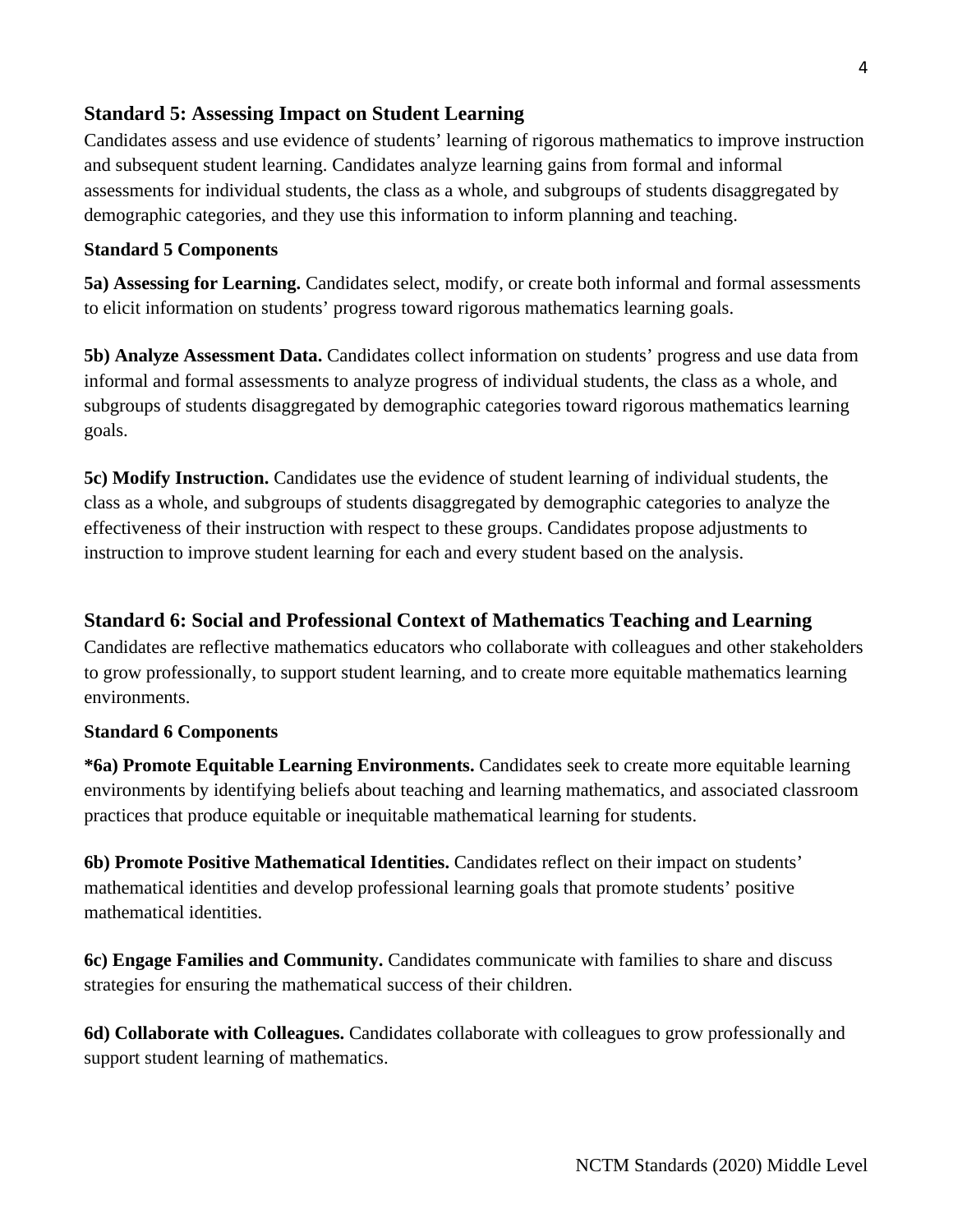## Standard 5: Assessing Impact on Student Learning

Candidates assess and use evidence of students' learning of rigorous mathematics to improve instruction and subsequent student learning. Candidates analyze learning gains from formal and informal assessments for individual students, the class as a whole, and subgroups of students disaggregated by demographic categories, and they use this information to inform planning and teaching.

**Standard 5 Components**

**5a) Assessing for Learning.** Candidates select, modify, or create both informal and formal assessments to elicit information on students' progress toward rigorous mathematics learning goals.

**5b) Analyze Assessment Data.** Candidates collect information on students' progress and use data from informal and formal assessments to analyze progress of individual students, the class as a whole, and subgroups of students disaggregated by demographic categories toward rigorous mathematics learning goals.

**5c) Modify Instruction.** Candidates use the evidence of student learning of individual students, the class as a whole, and subgroups of students disaggregated by demographic categories to analyze the effectiveness of their instruction with respect to these groups. Candidates propose adjustments to instruction to improve student learning for each and every student based on the analysis.

## Standard 6: Social and Professional Context of Mathematics Teaching and Learning

Candidates are reflective mathematics educators who collaborate with colleagues and other stakeholders to grow professionally, to support student learning, and to create more equitable mathematics learning environments.

**Standard 6 Components**

**\*6a) Promote Equitable Learning Environments.** Candidates seek to create more equitable learning environments by identifying beliefs about teaching and learning mathematics, and associated classroom practices that produce equitable or inequitable mathematical learning for students.

**6b) Promote Positive Mathematical Identities.** Candidates reflect on their impact on students' mathematical identities and develop professional learning goals that promote students' positive mathematical identities.

**6c) Engage Families and Community.** Candidates communicate with families to share and discuss strategies for ensuring the mathematical success of their children.

**6d) Collaborate with Colleagues.** Candidates collaborate with colleagues to grow professionally and support student learning of mathematics.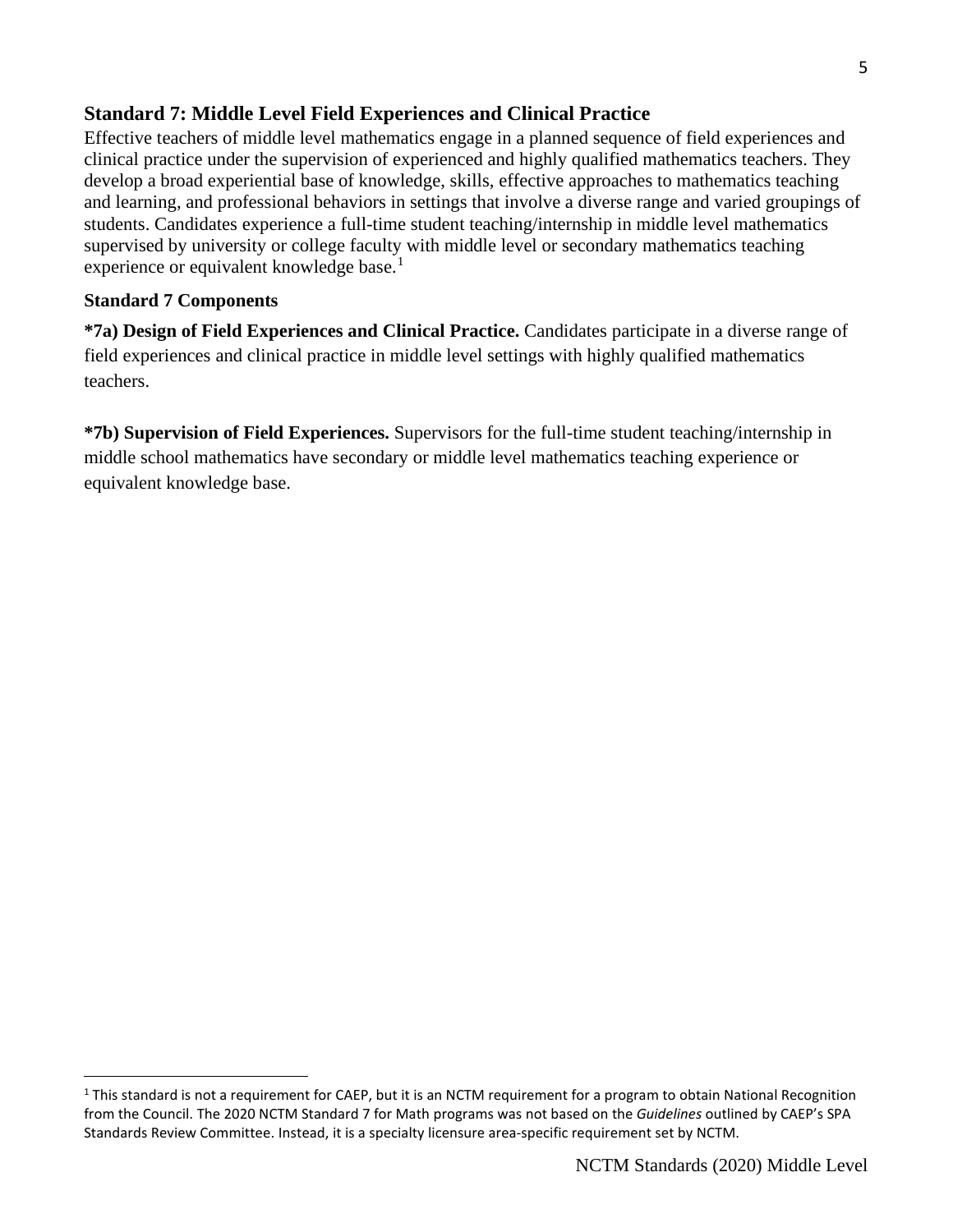## Standard 7: Middle Level Field Experiences and Clinical Practice

Effective teachers of middle level mathematics engage in a planned sequence of field experiences and clinical practice under the supervision of experienced and highly qualified mathematics teachers. They develop a broad experiential base of knowledge, skills, effective approaches to mathematics teaching and learning, and professional behaviors in settings that involve a diverse range and varied groupings of students. Candidates experience a full-time student teaching/internship in middle level mathematics supervised by university or college faculty with middle level or secondary mathematics teaching experience or equivalent knowledge base.[1]

### Standard 7 Components

**\*7a) Design of Field Experiences and Clinical Practice.** Candidates participate in a diverse range of field experiences and clinical practice in middle level settings with highly qualified mathematics teachers.

**\*7b) Supervision of Field Experiences.** Supervisors for the full-time student teaching/internship in middle school mathematics have secondary or middle level mathematics teaching experience or equivalent knowledge base.

---

[1] This standard is not a requirement for CAEP, but it is an NCTM requirement for a program to obtain National Recognition from the Council. The 2020 NCTM Standard 7 for Math programs was not based on the *Guidelines* outlined by CAEP's SPA Standards Review Committee. Instead, it is a specialty licensure area-specific requirement set by NCTM.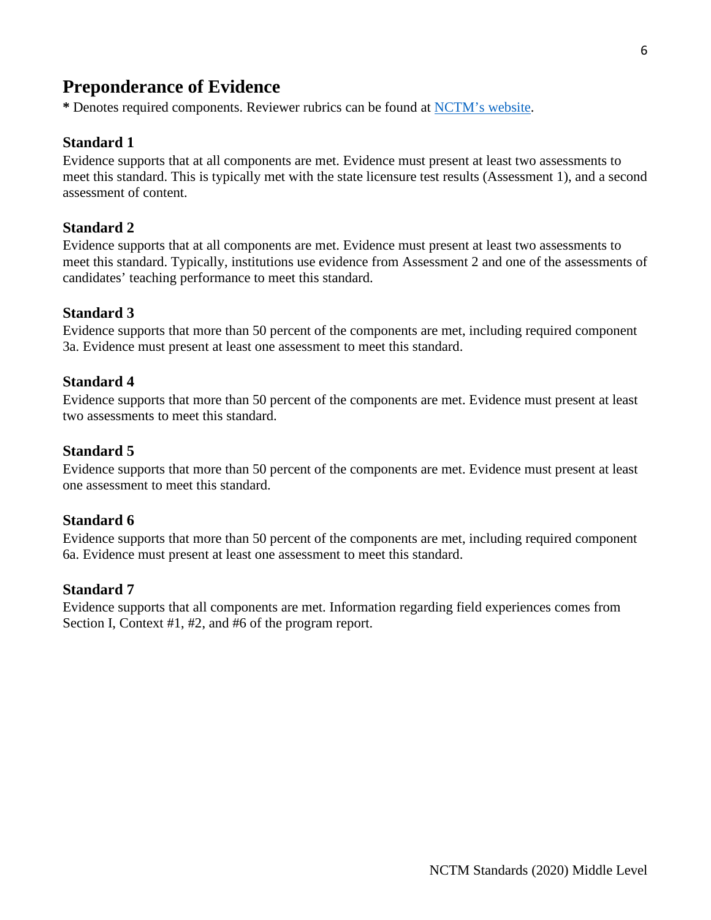# Preponderance of Evidence

* Denotes required components. Reviewer rubrics can be found at NCTM's website.

## Standard 1

Evidence supports that at all components are met. Evidence must present at least two assessments to meet this standard. This is typically met with the state licensure test results (Assessment 1), and a second assessment of content.

## Standard 2

Evidence supports that at all components are met. Evidence must present at least two assessments to meet this standard. Typically, institutions use evidence from Assessment 2 and one of the assessments of candidates' teaching performance to meet this standard.

## Standard 3

Evidence supports that more than 50 percent of the components are met, including required component 3a. Evidence must present at least one assessment to meet this standard.

## Standard 4

Evidence supports that more than 50 percent of the components are met. Evidence must present at least two assessments to meet this standard.

## Standard 5

Evidence supports that more than 50 percent of the components are met. Evidence must present at least one assessment to meet this standard.

## Standard 6

Evidence supports that more than 50 percent of the components are met, including required component 6a. Evidence must present at least one assessment to meet this standard.

## Standard 7

Evidence supports that all components are met. Information regarding field experiences comes from Section I, Context #1, #2, and #6 of the program report.